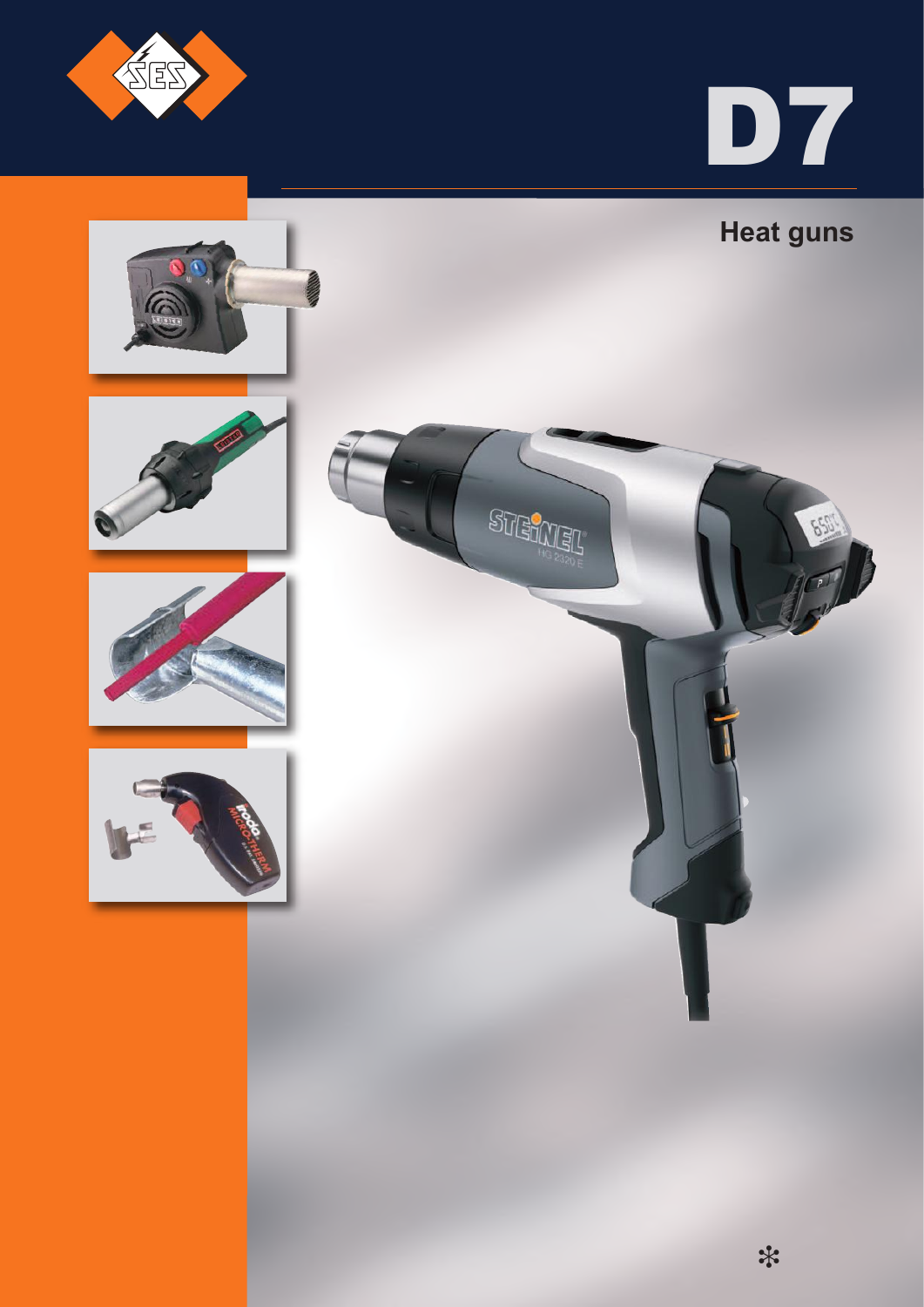# D7

## Heat guns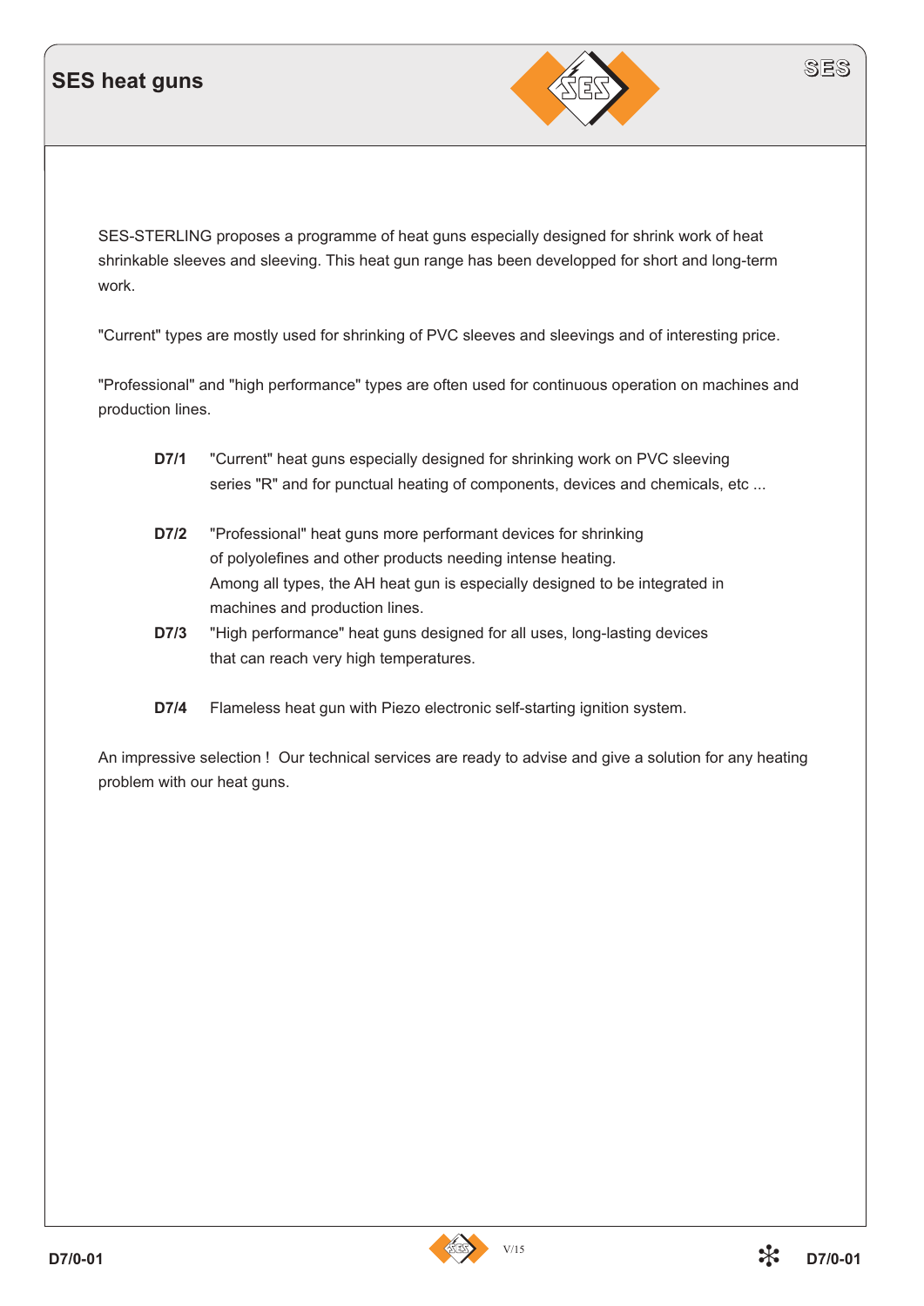# SES heat guns

SES-STERLING proposes a programme of heat guns especially designed for shrink work of heat shrinkable sleeves and sleeving. This heat gun range has been developped for short and long-term work.

"Current" types are mostly used for shrinking of PVC sleeves and sleevings and of interesting price.

"Professional" and "high performance" types are often used for continuous operation on machines and production lines.

**D7/1** "Current" heat guns especially designed for shrinking work on PVC sleeving series "R" and for punctual heating of components, devices and chemicals, etc ...

**D7/2** "Professional" heat guns more performant devices for shrinking of polyolefines and other products needing intense heating.
Among all types, the AH heat gun is especially designed to be integrated in machines and production lines.

**D7/3** "High performance" heat guns designed for all uses, long-lasting devices that can reach very high temperatures.

**D7/4** Flameless heat gun with Piezo electronic self-starting ignition system.

An impressive selection ! Our technical services are ready to advise and give a solution for any heating problem with our heat guns.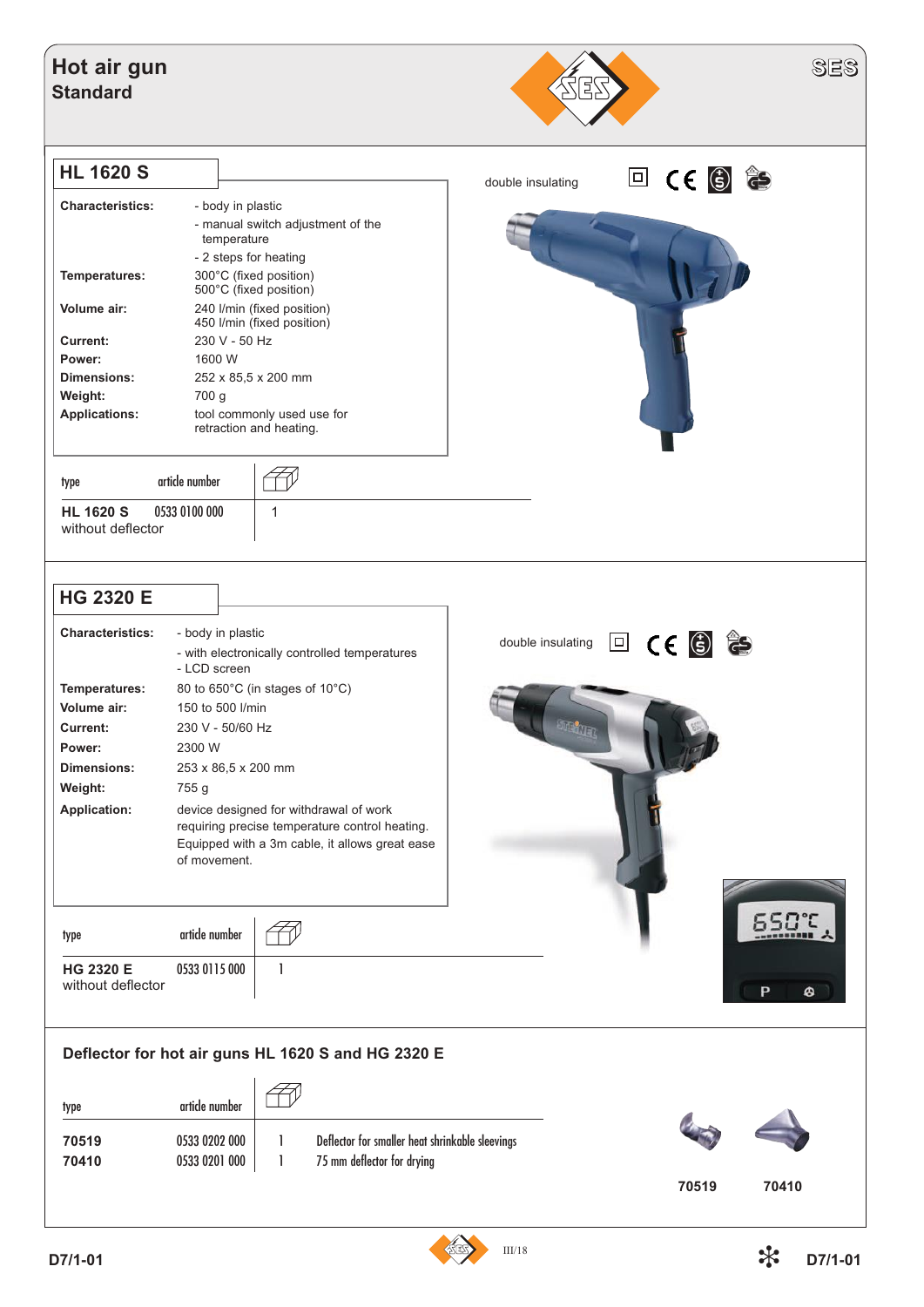# Hot air gun
## Standard

## HL 1620 S

double insulating

| | |
|---|---|
| **Characteristics:** | - body in plastic<br>- manual switch adjustment of the temperature<br>- 2 steps for heating |
| **Temperatures:** | 300°C (fixed position)<br>500°C (fixed position) |
| **Volume air:** | 240 l/min (fixed position)<br>450 l/min (fixed position) |
| **Current:** | 230 V - 50 Hz |
| **Power:** | 1600 W |
| **Dimensions:** | 252 x 85,5 x 200 mm |
| **Weight:** | 700 g |
| **Applications:** | tool commonly used use for retraction and heating. |

| type | article number | |
|---|---|---|
| **HL 1620 S** without deflector | 0533 0100 000 | 1 |

## HG 2320 E

double insulating

| | |
|---|---|
| **Characteristics:** | - body in plastic<br>- with electronically controlled temperatures<br>- LCD screen |
| **Temperatures:** | 80 to 650°C (in stages of 10°C) |
| **Volume air:** | 150 to 500 l/min |
| **Current:** | 230 V - 50/60 Hz |
| **Power:** | 2300 W |
| **Dimensions:** | 253 x 86,5 x 200 mm |
| **Weight:** | 755 g |
| **Application:** | device designed for withdrawal of work requiring precise temperature control heating. Equipped with a 3m cable, it allows great ease of movement. |

| type | article number | |
|---|---|---|
| **HG 2320 E** without deflector | 0533 0115 000 | 1 |

### Deflector for hot air guns HL 1620 S and HG 2320 E

| type | article number | | |
|---|---|---|---|
| **70519** | 0533 0202 000 | 1 | Deflector for smaller heat shrinkable sleevings |
| **70410** | 0533 0201 000 | 1 | 75 mm deflector for drying |

**70519** **70410**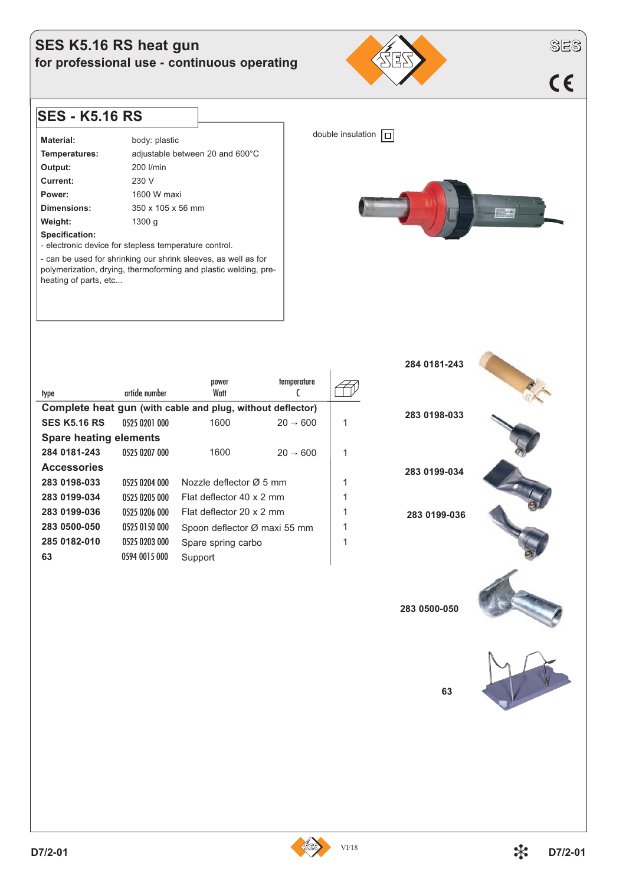# SES K5.16 RS heat gun

## for professional use - continuous operating

## SES - K5.16 RS

| | |
|---|---|
| **Material:** | body: plastic |
| **Temperatures:** | adjustable between 20 and 600°C |
| **Output:** | 200 l/min |
| **Current:** | 230 V |
| **Power:** | 1600 W maxi |
| **Dimensions:** | 350 x 105 x 56 mm |
| **Weight:** | 1300 g |

**Specification:**

- electronic device for stepless temperature control.
- can be used for shrinking our shrink sleeves, as well as for polymerization, drying, thermoforming and plastic welding, pre-heating of parts, etc...

double insulation

| type | article number | power Watt | temperature C | |
|---|---|---|---|---|
| **Complete heat gun (with cable and plug, without deflector)** | | | | |
| **SES K5.16 RS** | 0525 0201 000 | 1600 | 20 → 600 | 1 |
| **Spare heating elements** | | | | |
| **284 0181-243** | 0525 0207 000 | 1600 | 20 → 600 | 1 |
| **Accessories** | | | | |
| **283 0198-033** | 0525 0204 000 | Nozzle deflector Ø 5 mm | | 1 |
| **283 0199-034** | 0525 0205 000 | Flat deflector 40 x 2 mm | | 1 |
| **283 0199-036** | 0525 0206 000 | Flat deflector 20 x 2 mm | | 1 |
| **283 0500-050** | 0525 0150 000 | Spoon deflector Ø maxi 55 mm | | 1 |
| **285 0182-010** | 0525 0203 000 | Spare spring carbo | | 1 |
| **63** | 0594 0015 000 | Support | | |

284 0181-243

283 0198-033

283 0199-034

283 0199-036

283 0500-050

63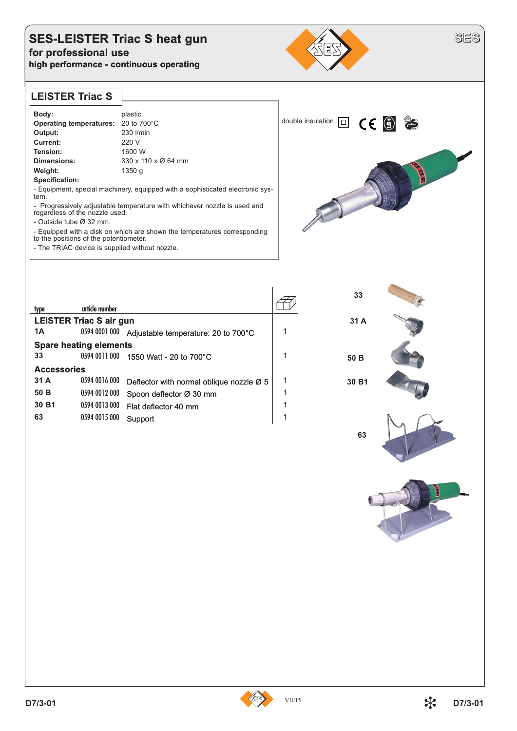# SES-LEISTER Triac S heat gun

## for professional use

### high performance - continuous operating

## LEISTER Triac S

**Body:** plastic
**Operating temperatures:** 20 to 700°C
**Output:** 230 l/min
**Current:** 220 V
**Tension:** 1600 W
**Dimensions:** 330 x 110 x Ø 64 mm
**Weight:** 1350 g
**Specification:**

- Equipment, special machinery, equipped with a sophisticated electronic system.
- Progressively adjustable temperature with whichever nozzle is used and regardless of the nozzle used.
- Outside tube Ø 32 mm.
- Equipped with a disk on which are shown the temperatures corresponding to the positions of the potentiometer.
- The TRIAC device is supplied without nozzle.

double insulation

| type | article number | | |
|---|---|---|---|
| **LEISTER Triac S air gun** | | | |
| 1A | 0594 0001 000 | Adjustable temperature: 20 to 700°C | 1 |
| **Spare heating elements** | | | |
| 33 | 0594 0011 000 | 1550 Watt - 20 to 700°C | 1 |
| **Accessories** | | | |
| 31 A | 0594 0016 000 | Deflector with normal oblique nozzle Ø 5 | 1 |
| 50 B | 0594 0012 000 | Spoon deflector Ø 30 mm | 1 |
| 30 B1 | 0594 0013 000 | Flat deflector 40 mm | 1 |
| 63 | 0594 0015 000 | Support | 1 |

33

31 A

50 B

30 B1

63

D7/3-01

VII/15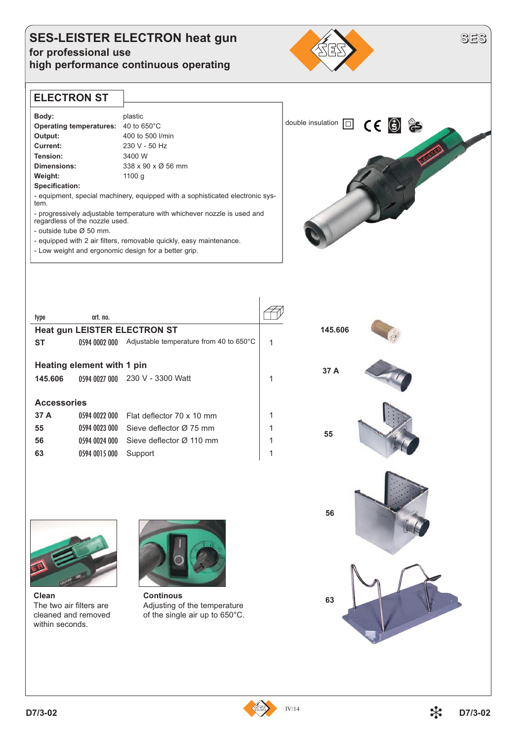# SES-LEISTER ELECTRON heat gun

**for professional use**
**high performance continuous operating**

## ELECTRON ST

| | |
|---|---|
| **Body:** | plastic |
| **Operating temperatures:** | 40 to 650°C |
| **Output:** | 400 to 500 l/min |
| **Current:** | 230 V - 50 Hz |
| **Tension:** | 3400 W |
| **Dimensions:** | 338 x 90 x Ø 56 mm |
| **Weight:** | 1100 g |

**Specification:**

- equipment, special machinery, equipped with a sophisticated electronic system.
- progressively adjustable temperature with whichever nozzle is used and regardless of the nozzle used.
- outside tube Ø 50 mm.
- equipped with 2 air filters, removable quickly, easy maintenance.
- Low weight and ergonomic design for a better grip.

double insulation

| type | art. no. | | |
|---|---|---|---|
| **Heat gun LEISTER ELECTRON ST** | | | |
| **ST** | 0594 0002 000 | Adjustable temperature from 40 to 650°C | 1 |
| **Heating element with 1 pin** | | | |
| **145.606** | 0594 0027 000 | 230 V - 3300 Watt | 1 |
| **Accessories** | | | |
| **37 A** | 0594 0022 000 | Flat deflector 70 x 10 mm | 1 |
| **55** | 0594 0023 000 | Sieve deflector Ø 75 mm | 1 |
| **56** | 0594 0024 000 | Sieve deflector Ø 110 mm | 1 |
| **63** | 0594 0015 000 | Support | 1 |

145.606

37 A

55

56

63

**Clean**
The two air filters are cleaned and removed within seconds.

**Continous**
Adjusting of the temperature of the single air up to 650°C.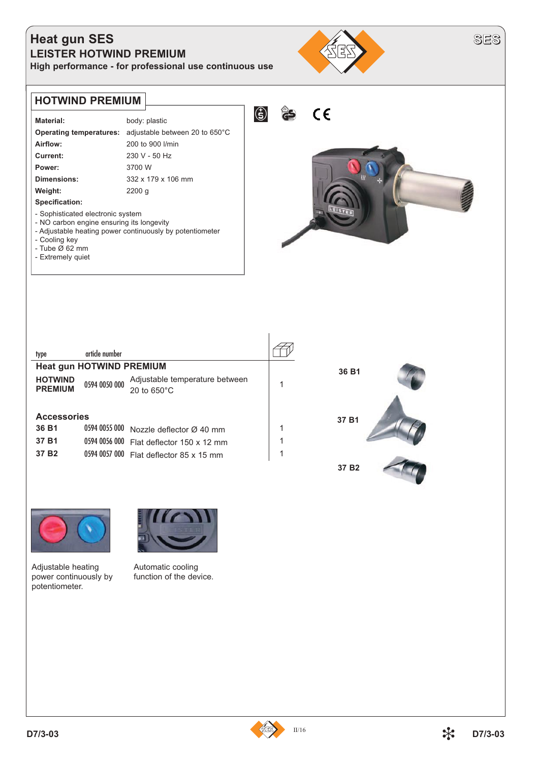# Heat gun SES

## LEISTER HOTWIND PREMIUM

**High performance - for professional use continuous use**

## HOTWIND PREMIUM

| | |
|---|---|
| **Material:** | body: plastic |
| **Operating temperatures:** | adjustable between 20 to 650°C |
| **Airflow:** | 200 to 900 l/min |
| **Current:** | 230 V - 50 Hz |
| **Power:** | 3700 W |
| **Dimensions:** | 332 x 179 x 106 mm |
| **Weight:** | 2200 g |

**Specification:**

- Sophisticated electronic system
- NO carbon engine ensuring its longevity
- Adjustable heating power continuously by potentiometer
- Cooling key
- Tube Ø 62 mm
- Extremely quiet

| type | article number | | |
|---|---|---|---|
| **Heat gun HOTWIND PREMIUM** | | | |
| **HOTWIND PREMIUM** | 0594 0050 000 | Adjustable temperature between 20 to 650°C | 1 |
| **Accessories** | | | |
| **36 B1** | 0594 0055 000 | Nozzle deflector Ø 40 mm | 1 |
| **37 B1** | 0594 0056 000 | Flat deflector 150 x 12 mm | 1 |
| **37 B2** | 0594 0057 000 | Flat deflector 85 x 15 mm | 1 |

**36 B1**

**37 B1**

**37 B2**

Adjustable heating power continuously by potentiometer.

Automatic cooling function of the device.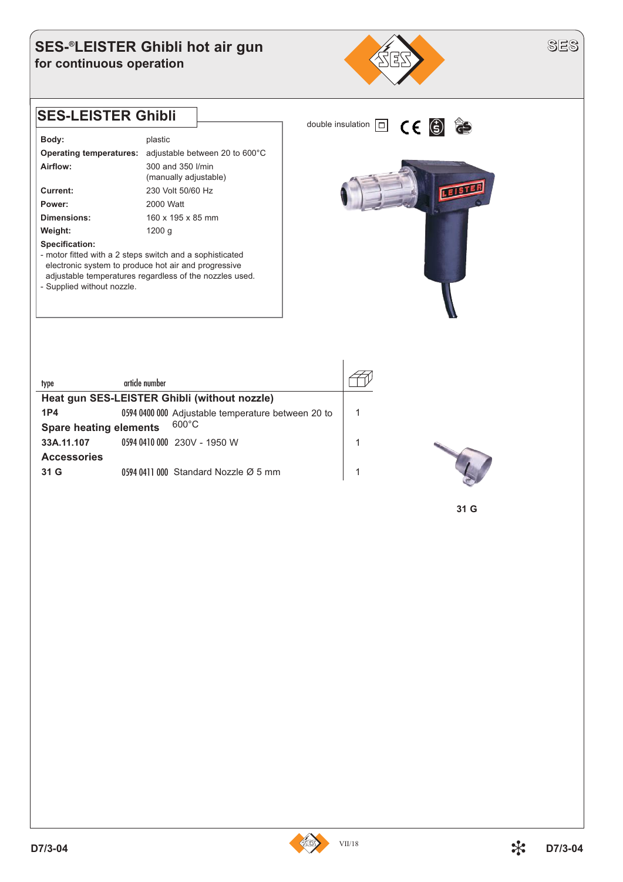# SES-®LEISTER Ghibli hot air gun

## for continuous operation

## SES-LEISTER Ghibli

double insulation

| | |
|---|---|
| **Body:** | plastic |
| **Operating temperatures:** | adjustable between 20 to 600°C |
| **Airflow:** | 300 and 350 l/min (manually adjustable) |
| **Current:** | 230 Volt 50/60 Hz |
| **Power:** | 2000 Watt |
| **Dimensions:** | 160 x 195 x 85 mm |
| **Weight:** | 1200 g |

**Specification:**

- motor fitted with a 2 steps switch and a sophisticated electronic system to produce hot air and progressive adjustable temperatures regardless of the nozzles used.
- Supplied without nozzle.

| type | article number | | |
|---|---|---|---|
| **Heat gun SES-LEISTER Ghibli (without nozzle)** | | | |
| **1P4** | 0594 0400 000 | Adjustable temperature between 20 to 600°C | 1 |
| **Spare heating elements** | | | |
| **33A.11.107** | 0594 0410 000 | 230V - 1950 W | 1 |
| **Accessories** | | | |
| **31 G** | 0594 0411 000 | Standard Nozzle Ø 5 mm | 1 |

31 G

D7/3-04

VII/18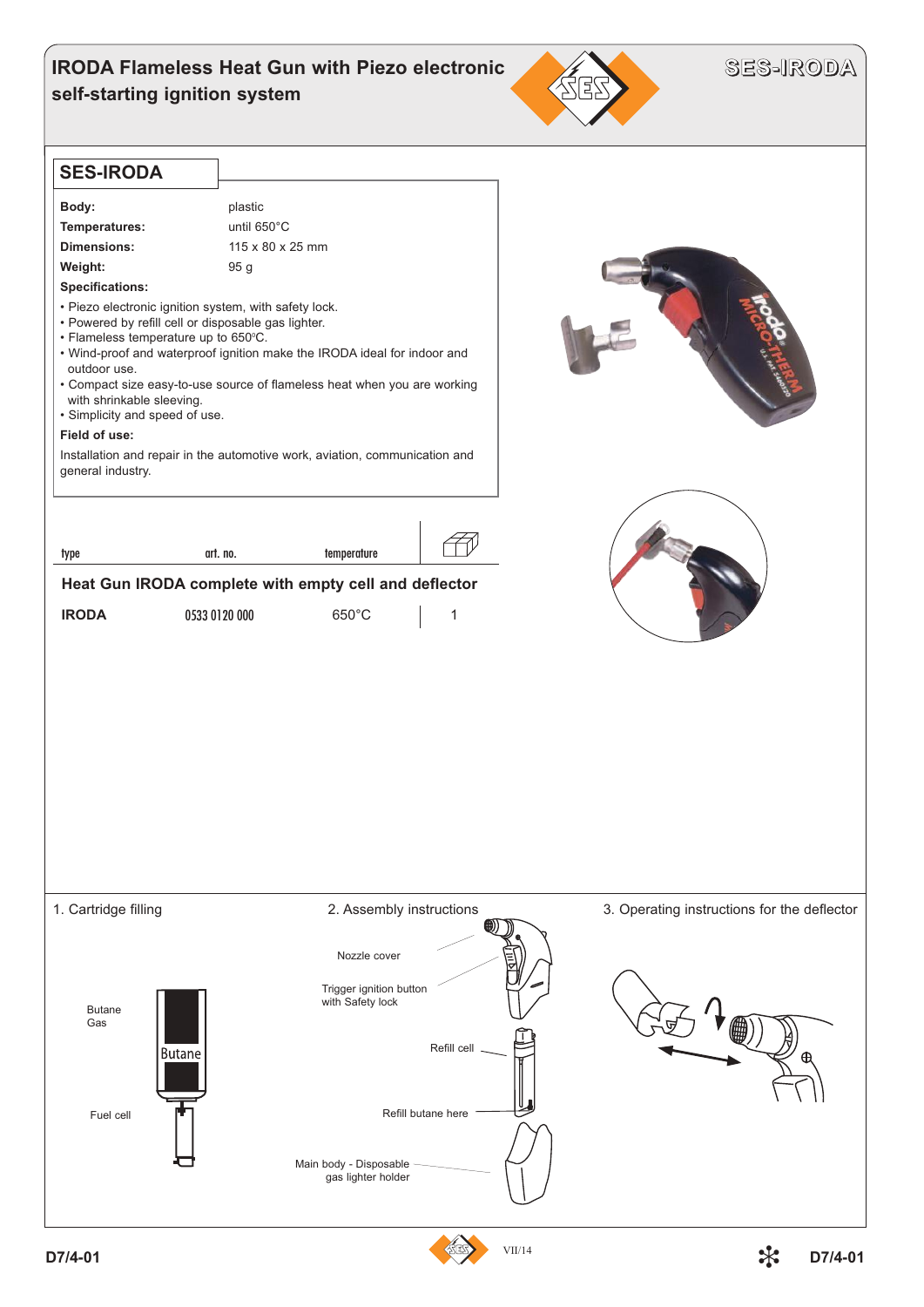# IRODA Flameless Heat Gun with Piezo electronic self-starting ignition system

SES-IRODA

## SES-IRODA

**Body:** plastic
**Temperatures:** until 650°C
**Dimensions:** 115 x 80 x 25 mm
**Weight:** 95 g

**Specifications:**

- Piezo electronic ignition system, with safety lock.
- Powered by refill cell or disposable gas lighter.
- Flameless temperature up to 650°C.
- Wind-proof and waterproof ignition make the IRODA ideal for indoor and outdoor use.
- Compact size easy-to-use source of flameless heat when you are working with shrinkable sleeving.
- Simplicity and speed of use.

**Field of use:**

Installation and repair in the automotive work, aviation, communication and general industry.

| type | art. no. | temperature | |
|---|---|---|---|
| **Heat Gun IRODA complete with empty cell and deflector** | | | |
| **IRODA** | 0533 0120 000 | 650°C | 1 |

1. Cartridge filling

Butane Gas

Butane

Fuel cell

2. Assembly instructions

Nozzle cover

Trigger ignition button with Safety lock

Refill cell

Refill butane here

Main body - Disposable gas lighter holder

3. Operating instructions for the deflector

D7/4-01

VII/14